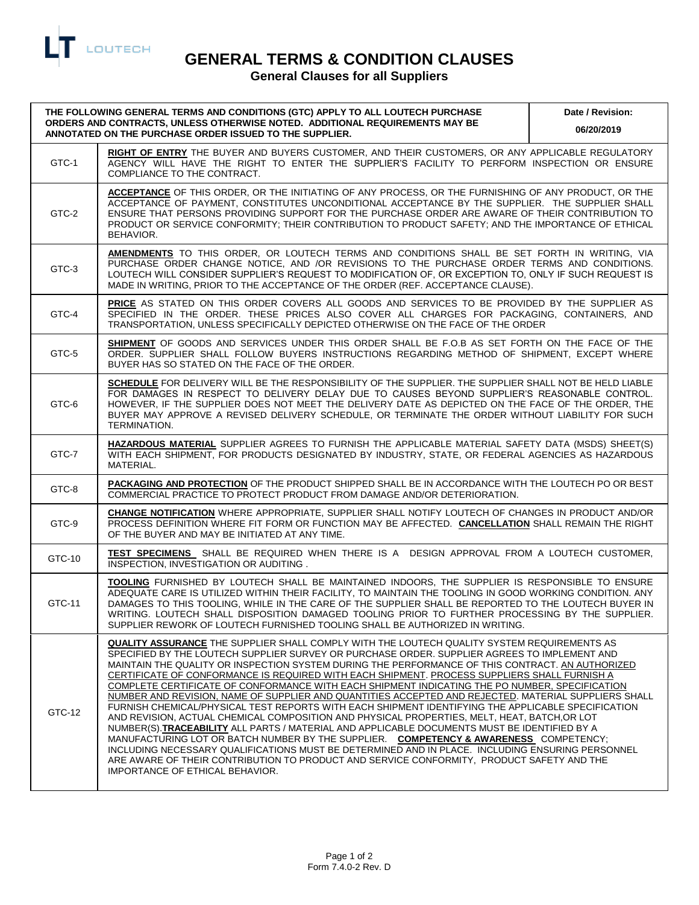LT LOUTECH

# GENERAL TERMS & CONDITION CLAUSES

## General Clauses for all Suppliers

| THE FOLLOWING GENERAL TERMS AND CONDITIONS (GTC) APPLY TO ALL LOUTECH PURCHASE ORDERS AND CONTRACTS, UNLESS OTHERWISE NOTED. ADDITIONAL REQUIREMENTS MAY BE ANNOTATED ON THE PURCHASE ORDER ISSUED TO THE SUPPLIER. | Date / Revision: 06/20/2019 |
|---|---|
| GTC-1 | **RIGHT OF ENTRY** THE BUYER AND BUYERS CUSTOMER, AND THEIR CUSTOMERS, OR ANY APPLICABLE REGULATORY AGENCY WILL HAVE THE RIGHT TO ENTER THE SUPPLIER'S FACILITY TO PERFORM INSPECTION OR ENSURE COMPLIANCE TO THE CONTRACT. |
| GTC-2 | **ACCEPTANCE** OF THIS ORDER, OR THE INITIATING OF ANY PROCESS, OR THE FURNISHING OF ANY PRODUCT, OR THE ACCEPTANCE OF PAYMENT, CONSTITUTES UNCONDITIONAL ACCEPTANCE BY THE SUPPLIER. THE SUPPLIER SHALL ENSURE THAT PERSONS PROVIDING SUPPORT FOR THE PURCHASE ORDER ARE AWARE OF THEIR CONTRIBUTION TO PRODUCT OR SERVICE CONFORMITY; THEIR CONTRIBUTION TO PRODUCT SAFETY; AND THE IMPORTANCE OF ETHICAL BEHAVIOR. |
| GTC-3 | **AMENDMENTS** TO THIS ORDER, OR LOUTECH TERMS AND CONDITIONS SHALL BE SET FORTH IN WRITING, VIA PURCHASE ORDER CHANGE NOTICE, AND /OR REVISIONS TO THE PURCHASE ORDER TERMS AND CONDITIONS. LOUTECH WILL CONSIDER SUPPLIER'S REQUEST TO MODIFICATION OF, OR EXCEPTION TO, ONLY IF SUCH REQUEST IS MADE IN WRITING, PRIOR TO THE ACCEPTANCE OF THE ORDER (REF. ACCEPTANCE CLAUSE). |
| GTC-4 | **PRICE** AS STATED ON THIS ORDER COVERS ALL GOODS AND SERVICES TO BE PROVIDED BY THE SUPPLIER AS SPECIFIED IN THE ORDER. THESE PRICES ALSO COVER ALL CHARGES FOR PACKAGING, CONTAINERS, AND TRANSPORTATION, UNLESS SPECIFICALLY DEPICTED OTHERWISE ON THE FACE OF THE ORDER |
| GTC-5 | **SHIPMENT** OF GOODS AND SERVICES UNDER THIS ORDER SHALL BE F.O.B AS SET FORTH ON THE FACE OF THE ORDER. SUPPLIER SHALL FOLLOW BUYERS INSTRUCTIONS REGARDING METHOD OF SHIPMENT, EXCEPT WHERE BUYER HAS SO STATED ON THE FACE OF THE ORDER. |
| GTC-6 | **SCHEDULE** FOR DELIVERY WILL BE THE RESPONSIBILITY OF THE SUPPLIER. THE SUPPLIER SHALL NOT BE HELD LIABLE FOR DAMAGES IN RESPECT TO DELIVERY DELAY DUE TO CAUSES BEYOND SUPPLIER'S REASONABLE CONTROL. HOWEVER, IF THE SUPPLIER DOES NOT MEET THE DELIVERY DATE AS DEPICTED ON THE FACE OF THE ORDER, THE BUYER MAY APPROVE A REVISED DELIVERY SCHEDULE, OR TERMINATE THE ORDER WITHOUT LIABILITY FOR SUCH TERMINATION. |
| GTC-7 | **HAZARDOUS MATERIAL** SUPPLIER AGREES TO FURNISH THE APPLICABLE MATERIAL SAFETY DATA (MSDS) SHEET(S) WITH EACH SHIPMENT, FOR PRODUCTS DESIGNATED BY INDUSTRY, STATE, OR FEDERAL AGENCIES AS HAZARDOUS MATERIAL. |
| GTC-8 | **PACKAGING AND PROTECTION** OF THE PRODUCT SHIPPED SHALL BE IN ACCORDANCE WITH THE LOUTECH PO OR BEST COMMERCIAL PRACTICE TO PROTECT PRODUCT FROM DAMAGE AND/OR DETERIORATION. |
| GTC-9 | **CHANGE NOTIFICATION** WHERE APPROPRIATE, SUPPLIER SHALL NOTIFY LOUTECH OF CHANGES IN PRODUCT AND/OR PROCESS DEFINITION WHERE FIT FORM OR FUNCTION MAY BE AFFECTED. **CANCELLATION** SHALL REMAIN THE RIGHT OF THE BUYER AND MAY BE INITIATED AT ANY TIME. |
| GTC-10 | **TEST SPECIMENS** SHALL BE REQUIRED WHEN THERE IS A DESIGN APPROVAL FROM A LOUTECH CUSTOMER, INSPECTION, INVESTIGATION OR AUDITING . |
| GTC-11 | **TOOLING** FURNISHED BY LOUTECH SHALL BE MAINTAINED INDOORS, THE SUPPLIER IS RESPONSIBLE TO ENSURE ADEQUATE CARE IS UTILIZED WITHIN THEIR FACILITY, TO MAINTAIN THE TOOLING IN GOOD WORKING CONDITION. ANY DAMAGES TO THIS TOOLING, WHILE IN THE CARE OF THE SUPPLIER SHALL BE REPORTED TO THE LOUTECH BUYER IN WRITING. LOUTECH SHALL DISPOSITION DAMAGED TOOLING PRIOR TO FURTHER PROCESSING BY THE SUPPLIER. SUPPLIER REWORK OF LOUTECH FURNISHED TOOLING SHALL BE AUTHORIZED IN WRITING. |
| GTC-12 | **QUALITY ASSURANCE** THE SUPPLIER SHALL COMPLY WITH THE LOUTECH QUALITY SYSTEM REQUIREMENTS AS SPECIFIED BY THE LOUTECH SUPPLIER SURVEY OR PURCHASE ORDER. SUPPLIER AGREES TO IMPLEMENT AND MAINTAIN THE QUALITY OR INSPECTION SYSTEM DURING THE PERFORMANCE OF THIS CONTRACT. AN AUTHORIZED CERTIFICATE OF CONFORMANCE IS REQUIRED WITH EACH SHIPMENT. PROCESS SUPPLIERS SHALL FURNISH A COMPLETE CERTIFICATE OF CONFORMANCE WITH EACH SHIPMENT INDICATING THE PO NUMBER, SPECIFICATION NUMBER AND REVISION, NAME OF SUPPLIER AND QUANTITIES ACCEPTED AND REJECTED. MATERIAL SUPPLIERS SHALL FURNISH CHEMICAL/PHYSICAL TEST REPORTS WITH EACH SHIPMENT IDENTIFYING THE APPLICABLE SPECIFICATION AND REVISION, ACTUAL CHEMICAL COMPOSITION AND PHYSICAL PROPERTIES, MELT, HEAT, BATCH,OR LOT NUMBER(S).**TRACEABILITY** ALL PARTS / MATERIAL AND APPLICABLE DOCUMENTS MUST BE IDENTIFIED BY A MANUFACTURING LOT OR BATCH NUMBER BY THE SUPPLIER. **COMPETENCY & AWARENESS** COMPETENCY; INCLUDING NECESSARY QUALIFICATIONS MUST BE DETERMINED AND IN PLACE. INCLUDING ENSURING PERSONNEL ARE AWARE OF THEIR CONTRIBUTION TO PRODUCT AND SERVICE CONFORMITY, PRODUCT SAFETY AND THE IMPORTANCE OF ETHICAL BEHAVIOR. |

Form 7.4.0-2 Rev. D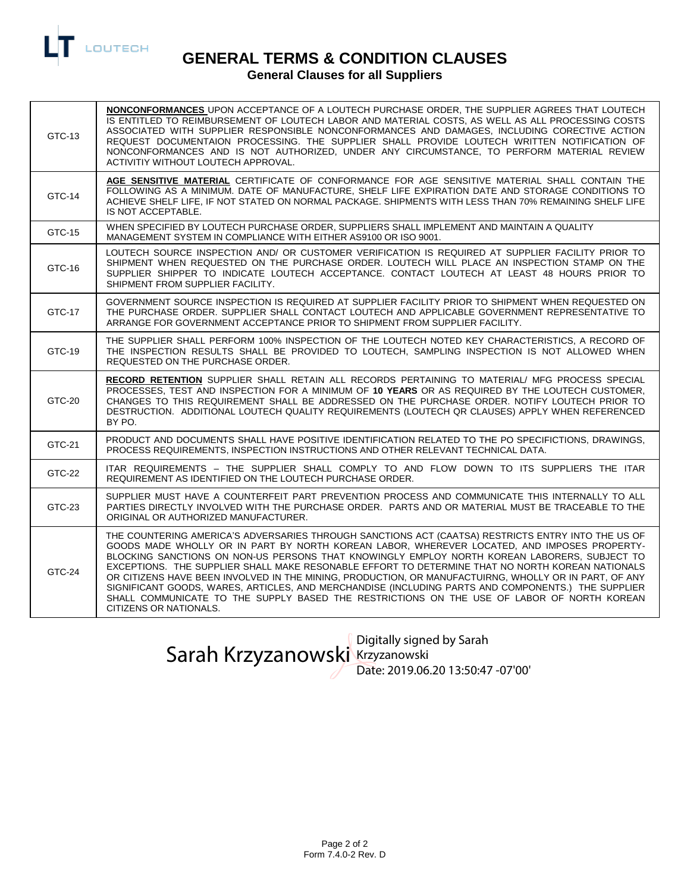LT LOUTECH

# GENERAL TERMS & CONDITION CLAUSES

## General Clauses for all Suppliers

| | |
|---|---|
| GTC-13 | **NONCONFORMANCES** UPON ACCEPTANCE OF A LOUTECH PURCHASE ORDER, THE SUPPLIER AGREES THAT LOUTECH IS ENTITLED TO REIMBURSEMENT OF LOUTECH LABOR AND MATERIAL COSTS, AS WELL AS ALL PROCESSING COSTS ASSOCIATED WITH SUPPLIER RESPONSIBLE NONCONFORMANCES AND DAMAGES, INCLUDING CORECTIVE ACTION REQUEST DOCUMENTAION PROCESSING. THE SUPPLIER SHALL PROVIDE LOUTECH WRITTEN NOTIFICATION OF NONCONFORMANCES AND IS NOT AUTHORIZED, UNDER ANY CIRCUMSTANCE, TO PERFORM MATERIAL REVIEW ACTIVITIY WITHOUT LOUTECH APPROVAL. |
| GTC-14 | **AGE SENSITIVE MATERIAL** CERTIFICATE OF CONFORMANCE FOR AGE SENSITIVE MATERIAL SHALL CONTAIN THE FOLLOWING AS A MINIMUM. DATE OF MANUFACTURE, SHELF LIFE EXPIRATION DATE AND STORAGE CONDITIONS TO ACHIEVE SHELF LIFE, IF NOT STATED ON NORMAL PACKAGE. SHIPMENTS WITH LESS THAN 70% REMAINING SHELF LIFE IS NOT ACCEPTABLE. |
| GTC-15 | WHEN SPECIFIED BY LOUTECH PURCHASE ORDER, SUPPLIERS SHALL IMPLEMENT AND MAINTAIN A QUALITY MANAGEMENT SYSTEM IN COMPLIANCE WITH EITHER AS9100 OR ISO 9001. |
| GTC-16 | LOUTECH SOURCE INSPECTION AND/ OR CUSTOMER VERIFICATION IS REQUIRED AT SUPPLIER FACILITY PRIOR TO SHIPMENT WHEN REQUESTED ON THE PURCHASE ORDER. LOUTECH WILL PLACE AN INSPECTION STAMP ON THE SUPPLIER SHIPPER TO INDICATE LOUTECH ACCEPTANCE. CONTACT LOUTECH AT LEAST 48 HOURS PRIOR TO SHIPMENT FROM SUPPLIER FACILITY. |
| GTC-17 | GOVERNMENT SOURCE INSPECTION IS REQUIRED AT SUPPLIER FACILITY PRIOR TO SHIPMENT WHEN REQUESTED ON THE PURCHASE ORDER. SUPPLIER SHALL CONTACT LOUTECH AND APPLICABLE GOVERNMENT REPRESENTATIVE TO ARRANGE FOR GOVERNMENT ACCEPTANCE PRIOR TO SHIPMENT FROM SUPPLIER FACILITY. |
| GTC-19 | THE SUPPLIER SHALL PERFORM 100% INSPECTION OF THE LOUTECH NOTED KEY CHARACTERISTICS, A RECORD OF THE INSPECTION RESULTS SHALL BE PROVIDED TO LOUTECH, SAMPLING INSPECTION IS NOT ALLOWED WHEN REQUESTED ON THE PURCHASE ORDER. |
| GTC-20 | **RECORD RETENTION** SUPPLIER SHALL RETAIN ALL RECORDS PERTAINING TO MATERIAL/ MFG PROCESS SPECIAL PROCESSES, TEST AND INSPECTION FOR A MINIMUM OF **10 YEARS** OR AS REQUIRED BY THE LOUTECH CUSTOMER, CHANGES TO THIS REQUIREMENT SHALL BE ADDRESSED ON THE PURCHASE ORDER. NOTIFY LOUTECH PRIOR TO DESTRUCTION. ADDITIONAL LOUTECH QUALITY REQUIREMENTS (LOUTECH QR CLAUSES) APPLY WHEN REFERENCED BY PO. |
| GTC-21 | PRODUCT AND DOCUMENTS SHALL HAVE POSITIVE IDENTIFICATION RELATED TO THE PO SPECIFICTIONS, DRAWINGS, PROCESS REQUIREMENTS, INSPECTION INSTRUCTIONS AND OTHER RELEVANT TECHNICAL DATA. |
| GTC-22 | ITAR REQUIREMENTS – THE SUPPLIER SHALL COMPLY TO AND FLOW DOWN TO ITS SUPPLIERS THE ITAR REQUIREMENT AS IDENTIFIED ON THE LOUTECH PURCHASE ORDER. |
| GTC-23 | SUPPLIER MUST HAVE A COUNTERFEIT PART PREVENTION PROCESS AND COMMUNICATE THIS INTERNALLY TO ALL PARTIES DIRECTLY INVOLVED WITH THE PURCHASE ORDER. PARTS AND OR MATERIAL MUST BE TRACEABLE TO THE ORIGINAL OR AUTHORIZED MANUFACTURER. |
| GTC-24 | THE COUNTERING AMERICA'S ADVERSARIES THROUGH SANCTIONS ACT (CAATSA) RESTRICTS ENTRY INTO THE US OF GOODS MADE WHOLLY OR IN PART BY NORTH KOREAN LABOR, WHEREVER LOCATED, AND IMPOSES PROPERTY-BLOCKING SANCTIONS ON NON-US PERSONS THAT KNOWINGLY EMPLOY NORTH KOREAN LABORERS, SUBJECT TO EXCEPTIONS. THE SUPPLIER SHALL MAKE RESONABLE EFFORT TO DETERMINE THAT NO NORTH KOREAN NATIONALS OR CITIZENS HAVE BEEN INVOLVED IN THE MINING, PRODUCTION, OR MANUFACTUIRNG, WHOLLY OR IN PART, OF ANY SIGNIFICANT GOODS, WARES, ARTICLES, AND MERCHANDISE (INCLUDING PARTS AND COMPONENTS.) THE SUPPLIER SHALL COMMUNICATE TO THE SUPPLY BASED THE RESTRICTIONS ON THE USE OF LABOR OF NORTH KOREAN CITIZENS OR NATIONALS. |

Sarah Krzyzanowski — Digitally signed by Sarah Krzyzanowski
Date: 2019.06.20 13:50:47 -07'00'

Form 7.4.0-2 Rev. D